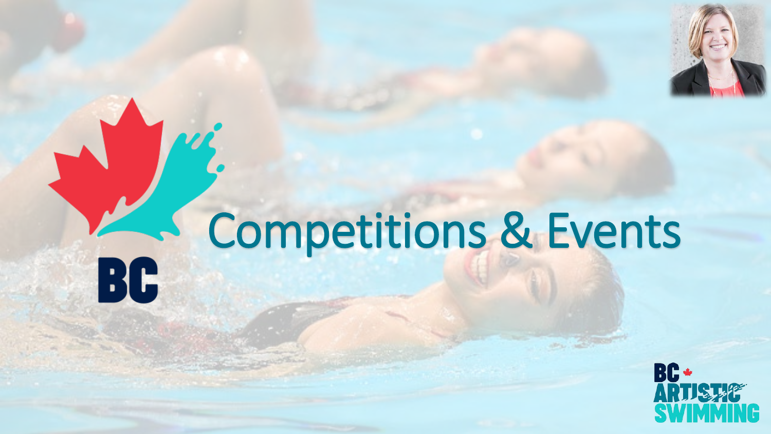# Competitions & Events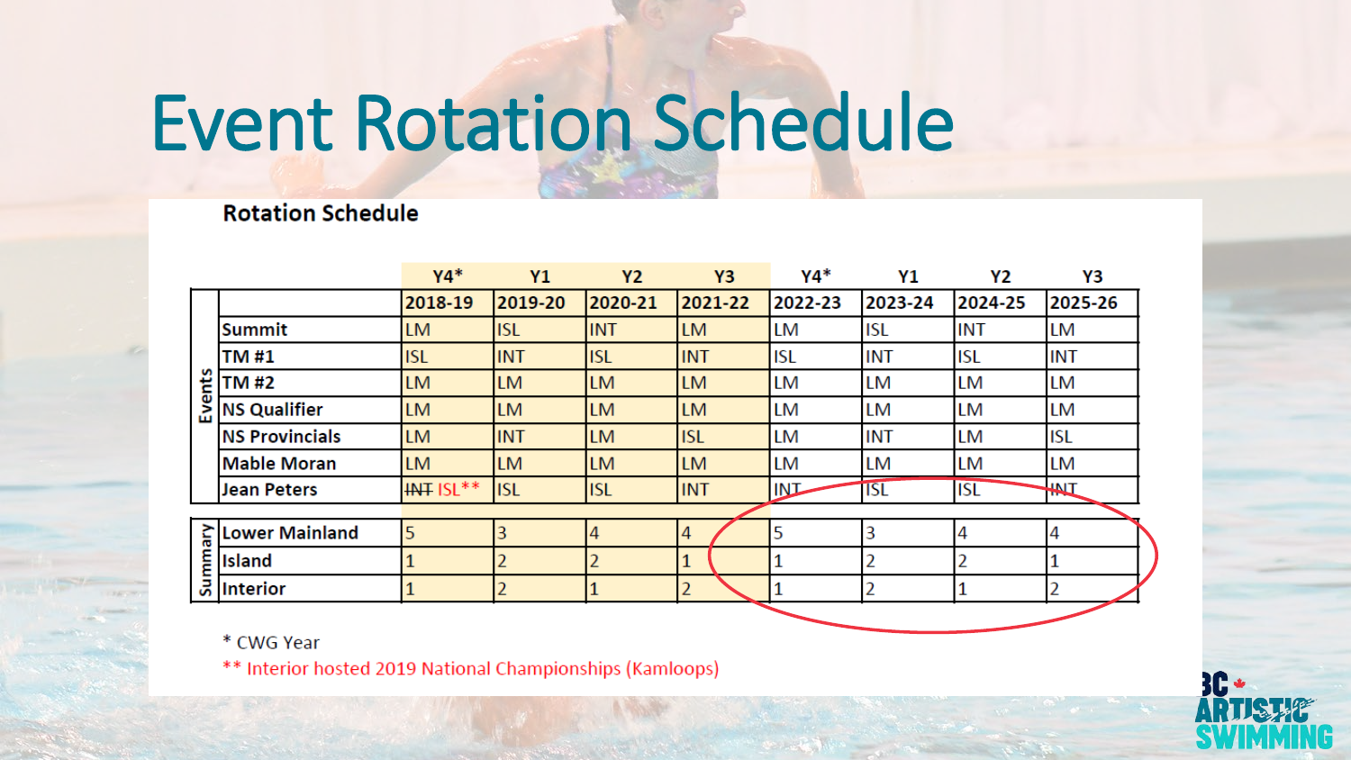# Event Rotation Schedule

**Rotation Schedule**

| | | Y4* | Y1 | Y2 | Y3 | Y4* | Y1 | Y2 | Y3 |
|---|---|---|---|---|---|---|---|---|---|
| | | **2018-19** | **2019-20** | **2020-21** | **2021-22** | **2022-23** | **2023-24** | **2024-25** | **2025-26** |
| **Events** | **Summit** | LM | ISL | INT | LM | LM | ISL | INT | LM |
| | **TM #1** | ISL | INT | ISL | INT | ISL | INT | ISL | INT |
| | **TM #2** | LM | LM | LM | LM | LM | LM | LM | LM |
| | **NS Qualifier** | LM | LM | LM | LM | LM | LM | LM | LM |
| | **NS Provincials** | LM | INT | LM | ISL | LM | INT | LM | ISL |
| | **Mable Moran** | LM | LM | LM | LM | LM | LM | LM | LM |
| | **Jean Peters** | ~~INT~~ ISL** | ISL | ISL | INT | INT | ISL | ISL | INT |
| **Summary** | **Lower Mainland** | 5 | 3 | 4 | 4 | 5 | 3 | 4 | 4 |
| | **Island** | 1 | 2 | 2 | 1 | 1 | 2 | 2 | 1 |
| | **Interior** | 1 | 2 | 1 | 2 | 1 | 2 | 1 | 2 |

\* CWG Year

** Interior hosted 2019 National Championships (Kamloops)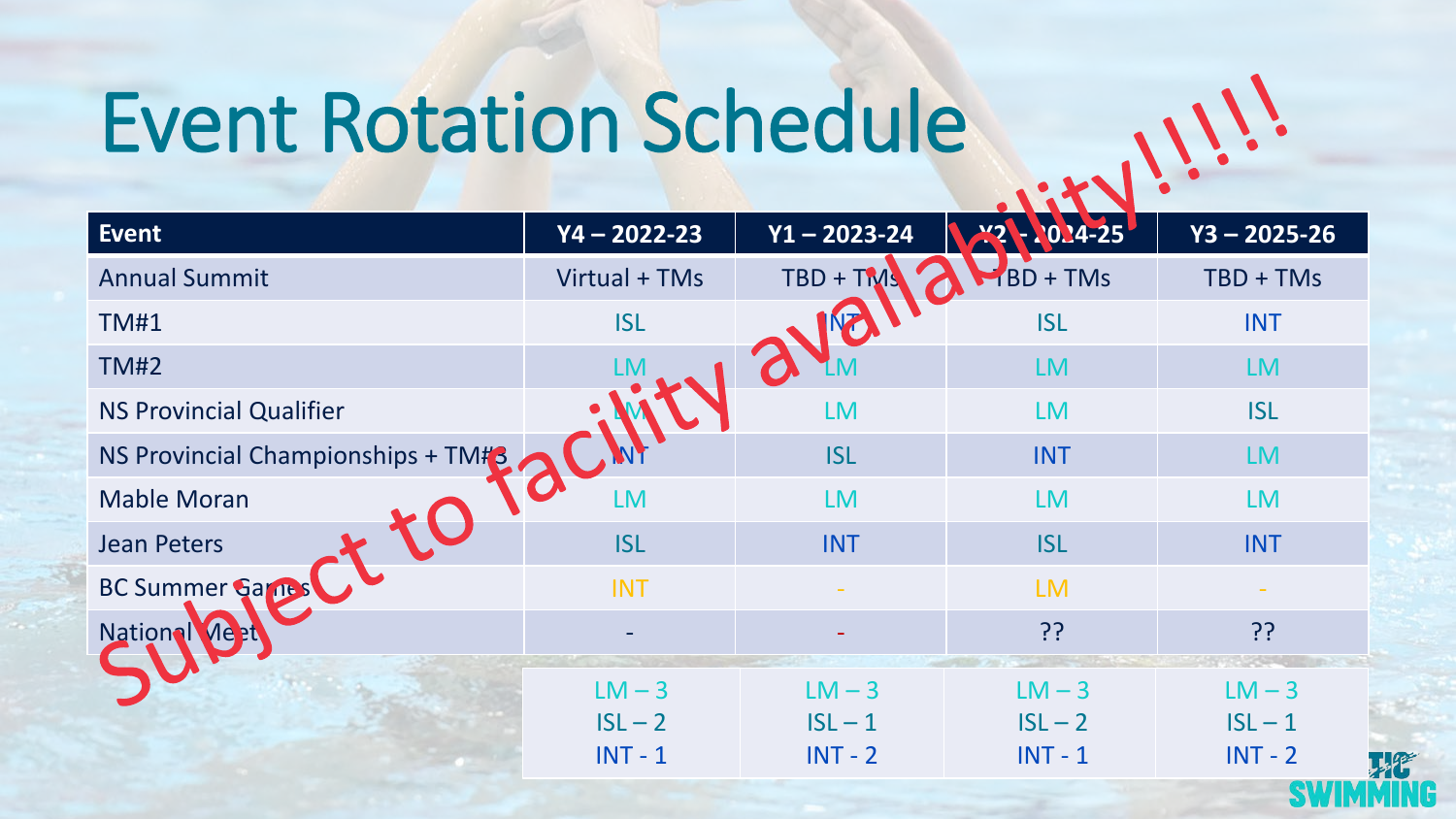# Event Rotation Schedule

Subject to facility availability!!!!!

| Event | Y4 – 2022-23 | Y1 – 2023-24 | Y2 - 2024-25 | Y3 – 2025-26 |
|---|---|---|---|---|
| Annual Summit | Virtual + TMs | TBD + TMs | TBD + TMs | TBD + TMs |
| TM#1 | ISL | INT | ISL | INT |
| TM#2 | LM | LM | LM | LM |
| NS Provincial Qualifier | LM | LM | LM | ISL |
| NS Provincial Championships + TM#3 | INT | ISL | INT | LM |
| Mable Moran | LM | LM | LM | LM |
| Jean Peters | ISL | INT | ISL | INT |
| BC Summer Games | INT | - | LM | - |
| National Meet | - | - | ?? | ?? |
| | LM – 3<br>ISL – 2<br>INT - 1 | LM – 3<br>ISL – 1<br>INT - 2 | LM – 3<br>ISL – 2<br>INT - 1 | LM – 3<br>ISL – 1<br>INT - 2 |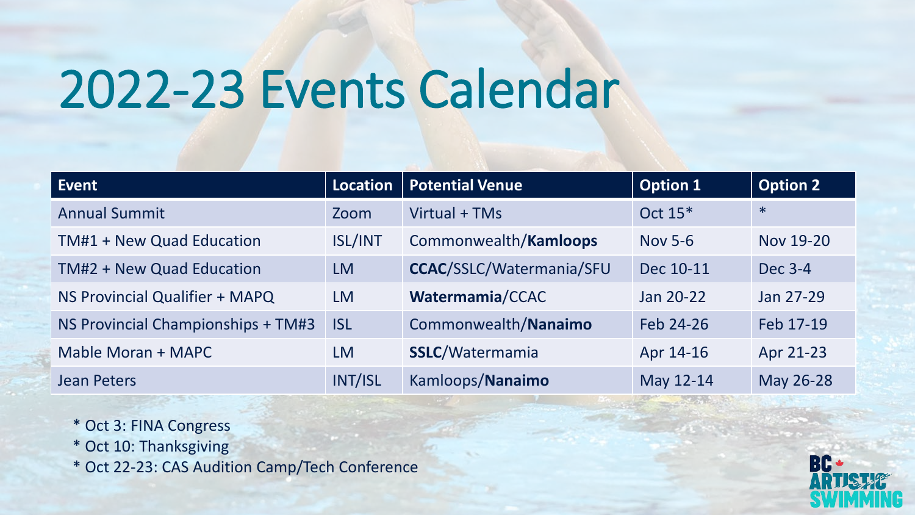# 2022-23 Events Calendar

| Event | Location | Potential Venue | Option 1 | Option 2 |
|---|---|---|---|---|
| Annual Summit | Zoom | Virtual + TMs | Oct 15* | * |
| TM#1 + New Quad Education | ISL/INT | Commonwealth/**Kamloops** | Nov 5-6 | Nov 19-20 |
| TM#2 + New Quad Education | LM | **CCAC**/SSLC/Watermania/SFU | Dec 10-11 | Dec 3-4 |
| NS Provincial Qualifier + MAPQ | LM | **Watermamia**/CCAC | Jan 20-22 | Jan 27-29 |
| NS Provincial Championships + TM#3 | ISL | Commonwealth/**Nanaimo** | Feb 24-26 | Feb 17-19 |
| Mable Moran + MAPC | LM | **SSLC**/Watermamia | Apr 14-16 | Apr 21-23 |
| Jean Peters | INT/ISL | Kamloops/**Nanaimo** | May 12-14 | May 26-28 |

* Oct 3: FINA Congress
* Oct 10: Thanksgiving
* Oct 22-23: CAS Audition Camp/Tech Conference

BC ARTISTIC SWIMMING